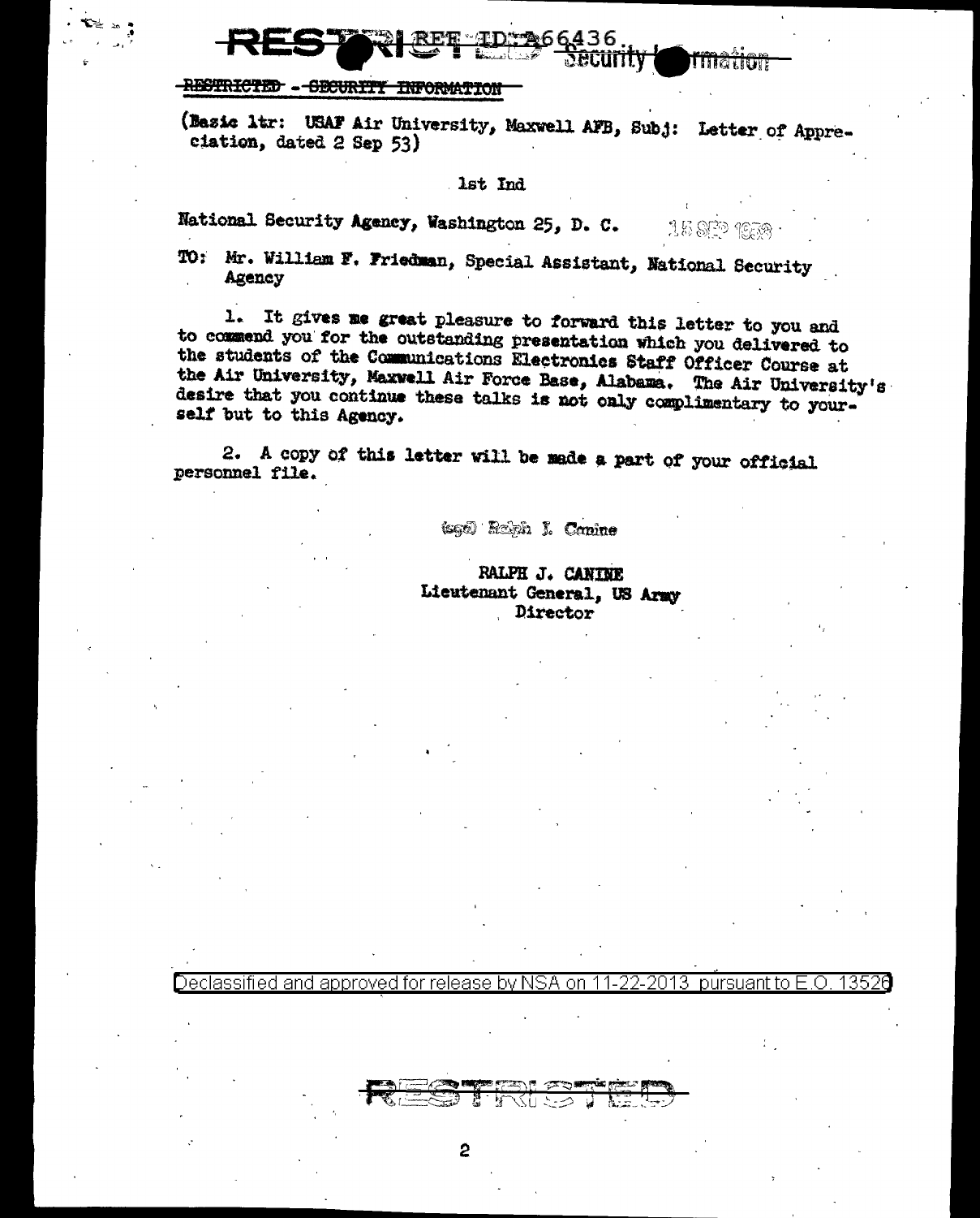RESTRICTED REF ID:A66436 Security Information

~~RESTRICTED - SECURITY INFORMATION~~

(Basic ltr: USAF Air University, Maxwell AFB, Subj: Letter of Appreciation, dated 2 Sep 53)

1st Ind

National Security Agency, Washington 25, D. C. 15 SEP 1953

TO: Mr. William F. Friedman, Special Assistant, National Security Agency

1. It gives me great pleasure to forward this letter to you and to commend you for the outstanding presentation which you delivered to the students of the Communications Electronics Staff Officer Course at the Air University, Maxwell Air Force Base, Alabama. The Air University's desire that you continue these talks is not only complimentary to yourself but to this Agency.

2. A copy of this letter will be made a part of your official personnel file.

(sgd) Ralph J. Canine

RALPH J. CANINE
Lieutenant General, US Army
Director

Declassified and approved for release by NSA on 11-22-2013 pursuant to E.O. 13526

RESTRICTED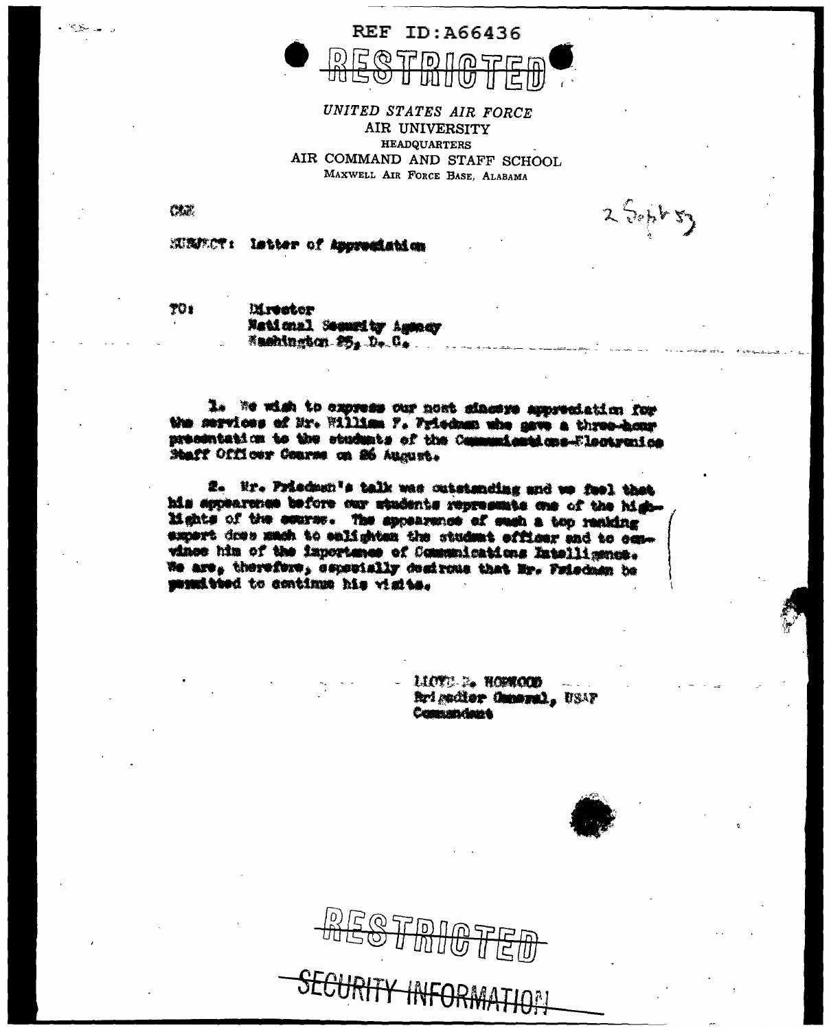REF ID:A66436

RESTRICTED

*UNITED STATES AIR FORCE*
AIR UNIVERSITY
HEADQUARTERS
AIR COMMAND AND STAFF SCHOOL
MAXWELL AIR FORCE BASE, ALABAMA

CAZ

2 Sept 53

SUBJECT: Letter of Appreciation

TO: Director
National Security Agency
Washington 25, D. C.

1. We wish to express our most sincere appreciation for the services of Mr. William F. Friedman who gave a three-hour presentation to the students of the Communications-Electronics Staff Officer Course on 26 August.

2. Mr. Friedman's talk was outstanding and we feel that his appearance before our students represents one of the highlights of the course. The appearance of such a top ranking expert does much to enlighten the student officer and to convince him of the importance of Communications Intelligence. We are, therefore, especially desirous that Mr. Friedman be permitted to continue his visits.

LLOYD P. HOPWOOD
Brigadier General, USAF
Commandant

RESTRICTED

SECURITY INFORMATION